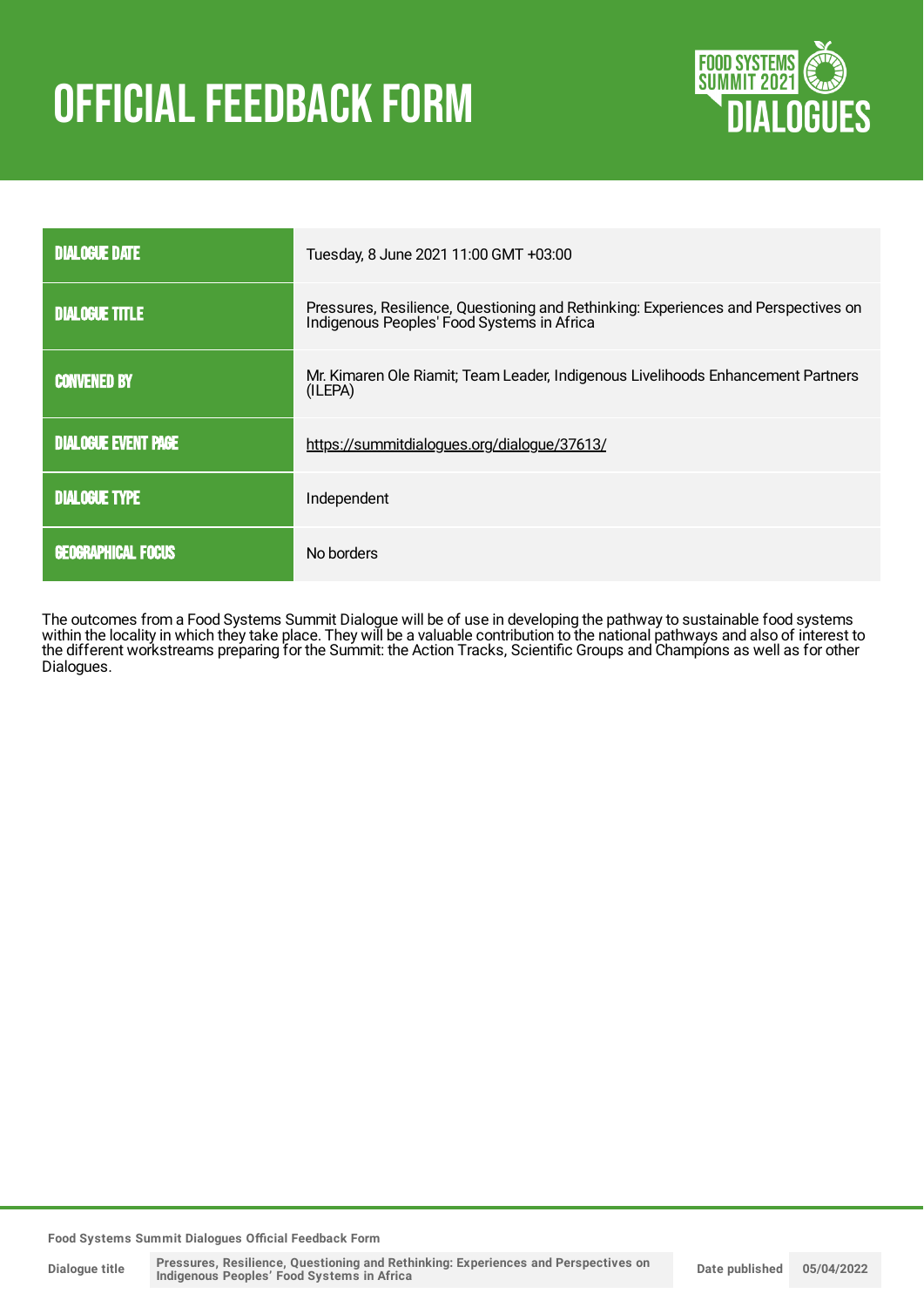# OFFICIAL FEEDBACK FORM

| | |
|---|---|
| DIALOGUE DATE | Tuesday, 8 June 2021 11:00 GMT +03:00 |
| DIALOGUE TITLE | Pressures, Resilience, Questioning and Rethinking: Experiences and Perspectives on Indigenous Peoples' Food Systems in Africa |
| CONVENED BY | Mr. Kimaren Ole Riamit; Team Leader, Indigenous Livelihoods Enhancement Partners (ILEPA) |
| DIALOGUE EVENT PAGE | https://summitdialogues.org/dialogue/37613/ |
| DIALOGUE TYPE | Independent |
| GEOGRAPHICAL FOCUS | No borders |

The outcomes from a Food Systems Summit Dialogue will be of use in developing the pathway to sustainable food systems within the locality in which they take place. They will be a valuable contribution to the national pathways and also of interest to the different workstreams preparing for the Summit: the Action Tracks, Scientific Groups and Champions as well as for other Dialogues.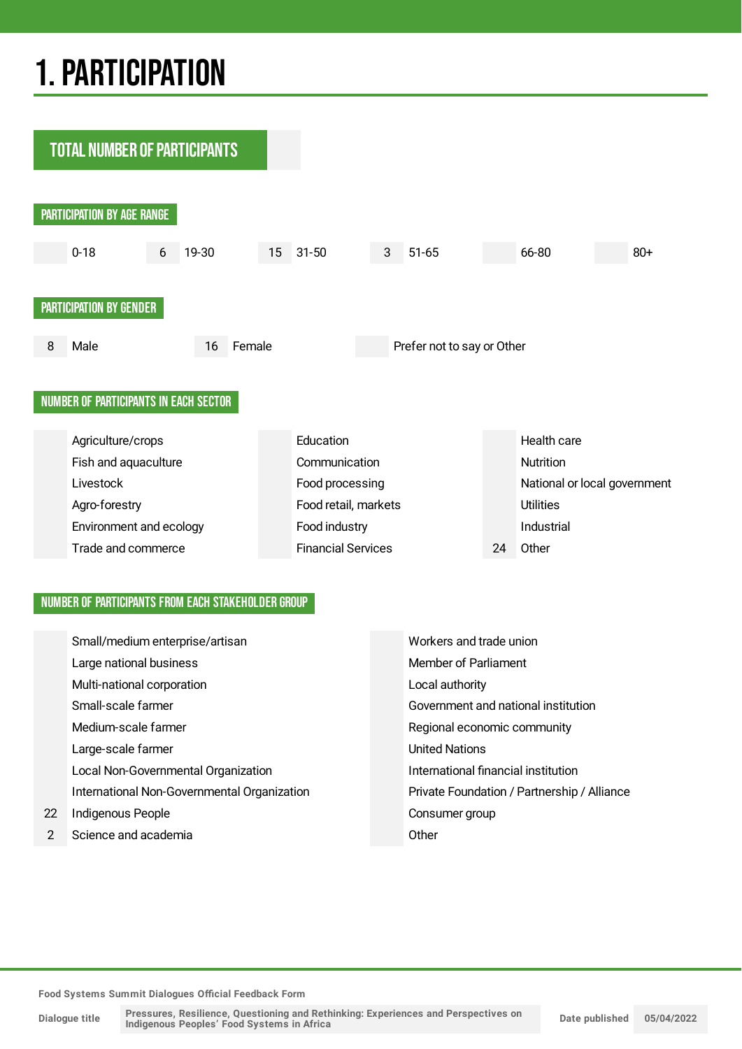# 1. PARTICIPATION

## TOTAL NUMBER OF PARTICIPANTS

### PARTICIPATION BY AGE RANGE

| | 0-18 | 6 | 19-30 | 15 | 31-50 | 3 | 51-65 | | 66-80 | | 80+ |
|---|---|---|---|---|---|---|---|---|---|---|---|

### PARTICIPATION BY GENDER

| 8 | Male | 16 | Female | | Prefer not to say or Other |
|---|---|---|---|---|---|

### NUMBER OF PARTICIPANTS IN EACH SECTOR

| | | | | | |
|---|---|---|---|---|---|
| | Agriculture/crops | | Education | | Health care |
| | Fish and aquaculture | | Communication | | Nutrition |
| | Livestock | | Food processing | | National or local government |
| | Agro-forestry | | Food retail, markets | | Utilities |
| | Environment and ecology | | Food industry | | Industrial |
| | Trade and commerce | | Financial Services | 24 | Other |

### NUMBER OF PARTICIPANTS FROM EACH STAKEHOLDER GROUP

| | | | |
|---|---|---|---|
| | Small/medium enterprise/artisan | | Workers and trade union |
| | Large national business | | Member of Parliament |
| | Multi-national corporation | | Local authority |
| | Small-scale farmer | | Government and national institution |
| | Medium-scale farmer | | Regional economic community |
| | Large-scale farmer | | United Nations |
| | Local Non-Governmental Organization | | International financial institution |
| | International Non-Governmental Organization | | Private Foundation / Partnership / Alliance |
| 22 | Indigenous People | | Consumer group |
| 2 | Science and academia | | Other |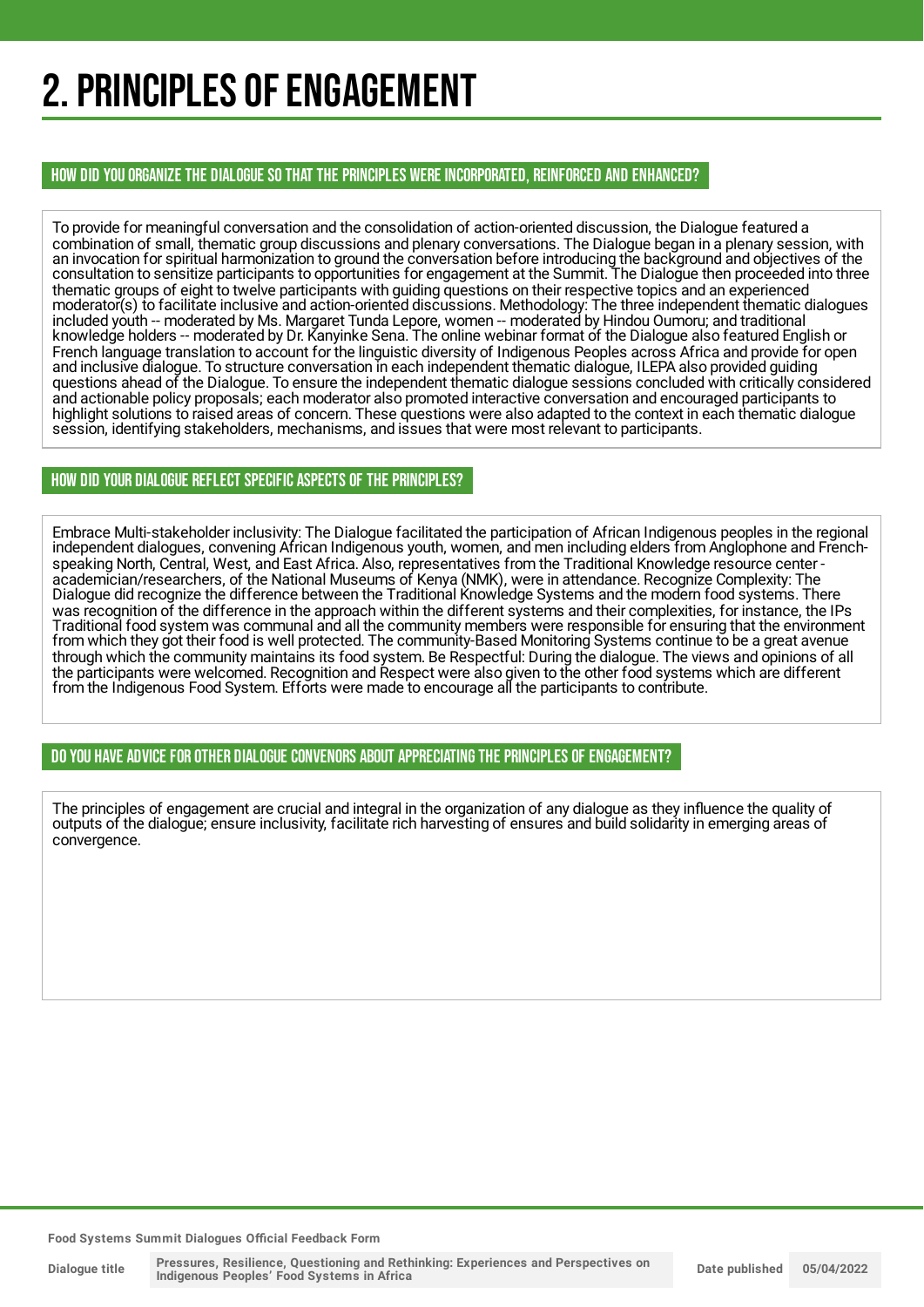# 2. PRINCIPLES OF ENGAGEMENT

## HOW DID YOU ORGANIZE THE DIALOGUE SO THAT THE PRINCIPLES WERE INCORPORATED, REINFORCED AND ENHANCED?

To provide for meaningful conversation and the consolidation of action-oriented discussion, the Dialogue featured a combination of small, thematic group discussions and plenary conversations. The Dialogue began in a plenary session, with an invocation for spiritual harmonization to ground the conversation before introducing the background and objectives of the consultation to sensitize participants to opportunities for engagement at the Summit. The Dialogue then proceeded into three thematic groups of eight to twelve participants with guiding questions on their respective topics and an experienced moderator(s) to facilitate inclusive and action-oriented discussions. Methodology: The three independent thematic dialogues included youth -- moderated by Ms. Margaret Tunda Lepore, women -- moderated by Hindou Oumoru; and traditional knowledge holders -- moderated by Dr. Kanyinke Sena. The online webinar format of the Dialogue also featured English or French language translation to account for the linguistic diversity of Indigenous Peoples across Africa and provide for open and inclusive dialogue. To structure conversation in each independent thematic dialogue, ILEPA also provided guiding questions ahead of the Dialogue. To ensure the independent thematic dialogue sessions concluded with critically considered and actionable policy proposals; each moderator also promoted interactive conversation and encouraged participants to highlight solutions to raised areas of concern. These questions were also adapted to the context in each thematic dialogue session, identifying stakeholders, mechanisms, and issues that were most relevant to participants.

## HOW DID YOUR DIALOGUE REFLECT SPECIFIC ASPECTS OF THE PRINCIPLES?

Embrace Multi-stakeholder inclusivity: The Dialogue facilitated the participation of African Indigenous peoples in the regional independent dialogues, convening African Indigenous youth, women, and men including elders from Anglophone and French-speaking North, Central, West, and East Africa. Also, representatives from the Traditional Knowledge resource center - academician/researchers, of the National Museums of Kenya (NMK), were in attendance. Recognize Complexity: The Dialogue did recognize the difference between the Traditional Knowledge Systems and the modern food systems. There was recognition of the difference in the approach within the different systems and their complexities, for instance, the IPs Traditional food system was communal and all the community members were responsible for ensuring that the environment from which they got their food is well protected. The community-Based Monitoring Systems continue to be a great avenue through which the community maintains its food system. Be Respectful: During the dialogue. The views and opinions of all the participants were welcomed. Recognition and Respect were also given to the other food systems which are different from the Indigenous Food System. Efforts were made to encourage all the participants to contribute.

## DO YOU HAVE ADVICE FOR OTHER DIALOGUE CONVENORS ABOUT APPRECIATING THE PRINCIPLES OF ENGAGEMENT?

The principles of engagement are crucial and integral in the organization of any dialogue as they influence the quality of outputs of the dialogue; ensure inclusivity, facilitate rich harvesting of ensures and build solidarity in emerging areas of convergence.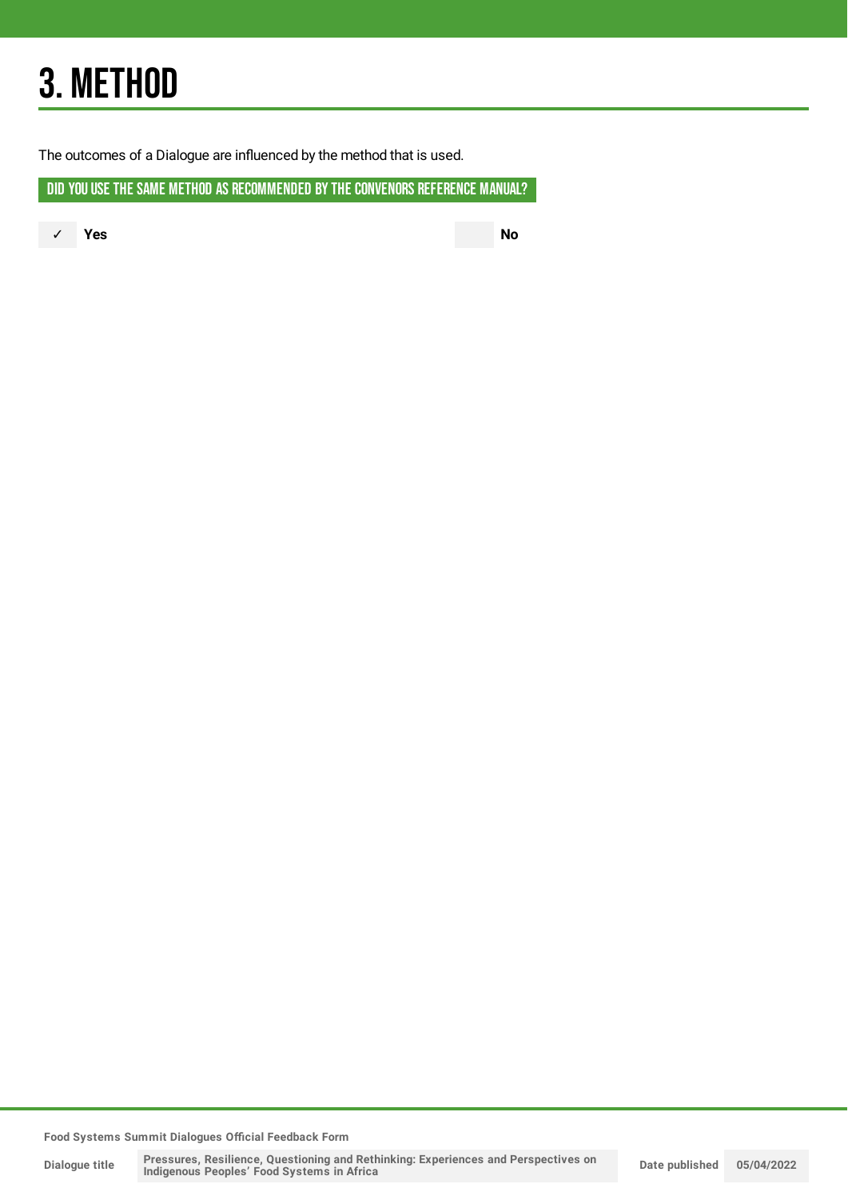# 3. METHOD

The outcomes of a Dialogue are influenced by the method that is used.

## DID YOU USE THE SAME METHOD AS RECOMMENDED BY THE CONVENORS REFERENCE MANUAL?

✓ **Yes**

**No**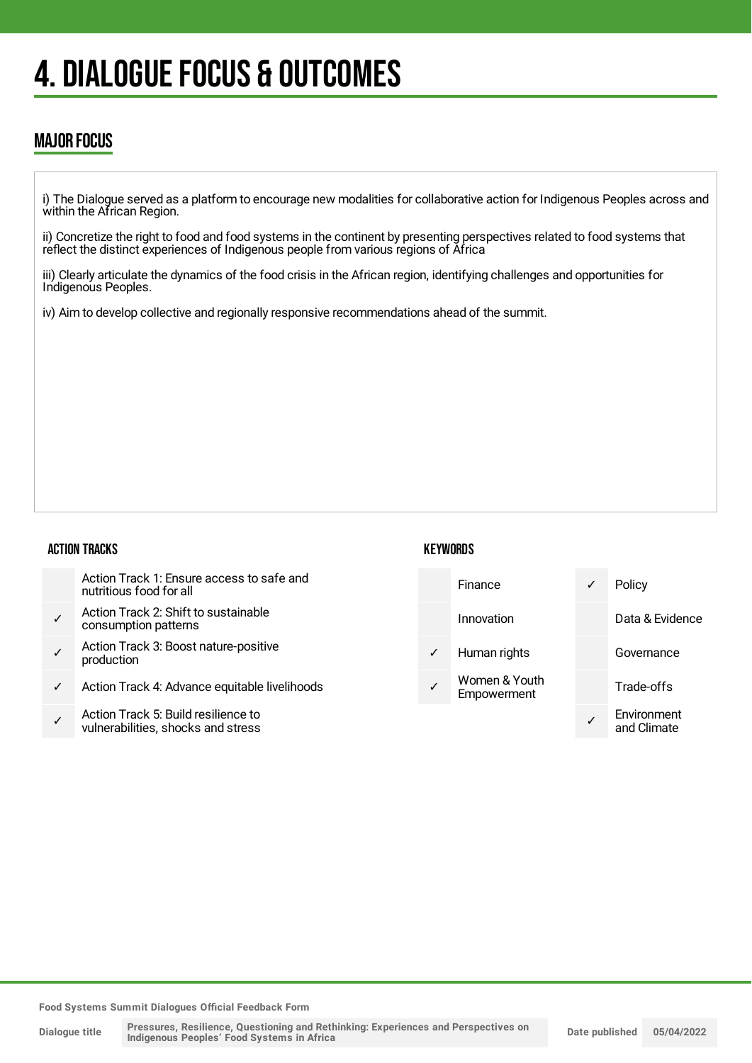# 4. DIALOGUE FOCUS & OUTCOMES

## MAJOR FOCUS

i) The Dialogue served as a platform to encourage new modalities for collaborative action for Indigenous Peoples across and within the African Region.

ii) Concretize the right to food and food systems in the continent by presenting perspectives related to food systems that reflect the distinct experiences of Indigenous people from various regions of Africa

iii) Clearly articulate the dynamics of the food crisis in the African region, identifying challenges and opportunities for Indigenous Peoples.

iv) Aim to develop collective and regionally responsive recommendations ahead of the summit.

### ACTION TRACKS

| | |
|---|---|
| | Action Track 1: Ensure access to safe and nutritious food for all |
| ✓ | Action Track 2: Shift to sustainable consumption patterns |
| ✓ | Action Track 3: Boost nature-positive production |
| ✓ | Action Track 4: Advance equitable livelihoods |
| ✓ | Action Track 5: Build resilience to vulnerabilities, shocks and stress |

### KEYWORDS

| | | | |
|---|---|---|---|
| | Finance | ✓ | Policy |
| | Innovation | | Data & Evidence |
| ✓ | Human rights | | Governance |
| ✓ | Women & Youth Empowerment | | Trade-offs |
| | | ✓ | Environment and Climate |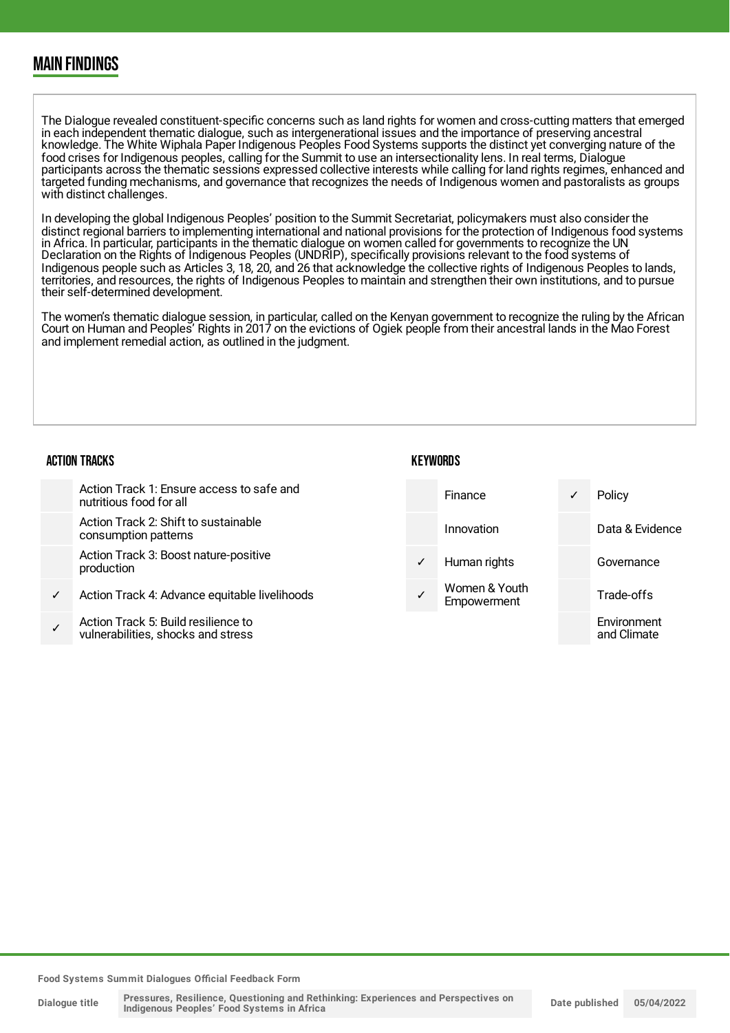## MAIN FINDINGS

The Dialogue revealed constituent-specific concerns such as land rights for women and cross-cutting matters that emerged in each independent thematic dialogue, such as intergenerational issues and the importance of preserving ancestral knowledge. The White Wiphala Paper Indigenous Peoples Food Systems supports the distinct yet converging nature of the food crises for Indigenous peoples, calling for the Summit to use an intersectionality lens. In real terms, Dialogue participants across the thematic sessions expressed collective interests while calling for land rights regimes, enhanced and targeted funding mechanisms, and governance that recognizes the needs of Indigenous women and pastoralists as groups with distinct challenges.

In developing the global Indigenous Peoples' position to the Summit Secretariat, policymakers must also consider the distinct regional barriers to implementing international and national provisions for the protection of Indigenous food systems in Africa. In particular, participants in the thematic dialogue on women called for governments to recognize the UN Declaration on the Rights of Indigenous Peoples (UNDRIP), specifically provisions relevant to the food systems of Indigenous people such as Articles 3, 18, 20, and 26 that acknowledge the collective rights of Indigenous Peoples to lands, territories, and resources, the rights of Indigenous Peoples to maintain and strengthen their own institutions, and to pursue their self-determined development.

The women's thematic dialogue session, in particular, called on the Kenyan government to recognize the ruling by the African Court on Human and Peoples' Rights in 2017 on the evictions of Ogiek people from their ancestral lands in the Mao Forest and implement remedial action, as outlined in the judgment.

### ACTION TRACKS

| | |
|---|---|
| | Action Track 1: Ensure access to safe and nutritious food for all |
| | Action Track 2: Shift to sustainable consumption patterns |
| | Action Track 3: Boost nature-positive production |
| ✓ | Action Track 4: Advance equitable livelihoods |
| ✓ | Action Track 5: Build resilience to vulnerabilities, shocks and stress |

### KEYWORDS

| | | | |
|---|---|---|---|
| | Finance | ✓ | Policy |
| | Innovation | | Data & Evidence |
| ✓ | Human rights | | Governance |
| ✓ | Women & Youth Empowerment | | Trade-offs |
| | | | Environment and Climate |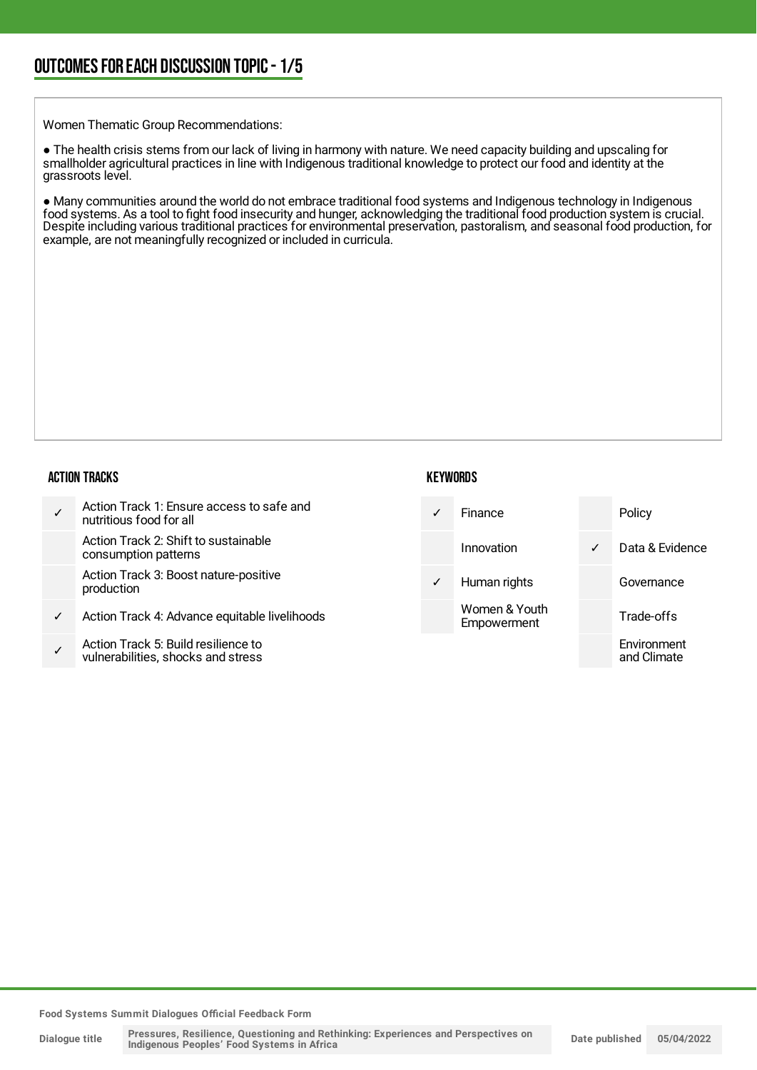## OUTCOMES FOR EACH DISCUSSION TOPIC - 1/5

Women Thematic Group Recommendations:

- The health crisis stems from our lack of living in harmony with nature. We need capacity building and upscaling for smallholder agricultural practices in line with Indigenous traditional knowledge to protect our food and identity at the grassroots level.

- Many communities around the world do not embrace traditional food systems and Indigenous technology in Indigenous food systems. As a tool to fight food insecurity and hunger, acknowledging the traditional food production system is crucial. Despite including various traditional practices for environmental preservation, pastoralism, and seasonal food production, for example, are not meaningfully recognized or included in curricula.

### ACTION TRACKS

| | |
|---|---|
| ✓ | Action Track 1: Ensure access to safe and nutritious food for all |
| | Action Track 2: Shift to sustainable consumption patterns |
| | Action Track 3: Boost nature-positive production |
| ✓ | Action Track 4: Advance equitable livelihoods |
| ✓ | Action Track 5: Build resilience to vulnerabilities, shocks and stress |

### KEYWORDS

| | | | |
|---|---|---|---|
| ✓ | Finance | | Policy |
| | Innovation | ✓ | Data & Evidence |
| ✓ | Human rights | | Governance |
| | Women & Youth Empowerment | | Trade-offs |
| | | | Environment and Climate |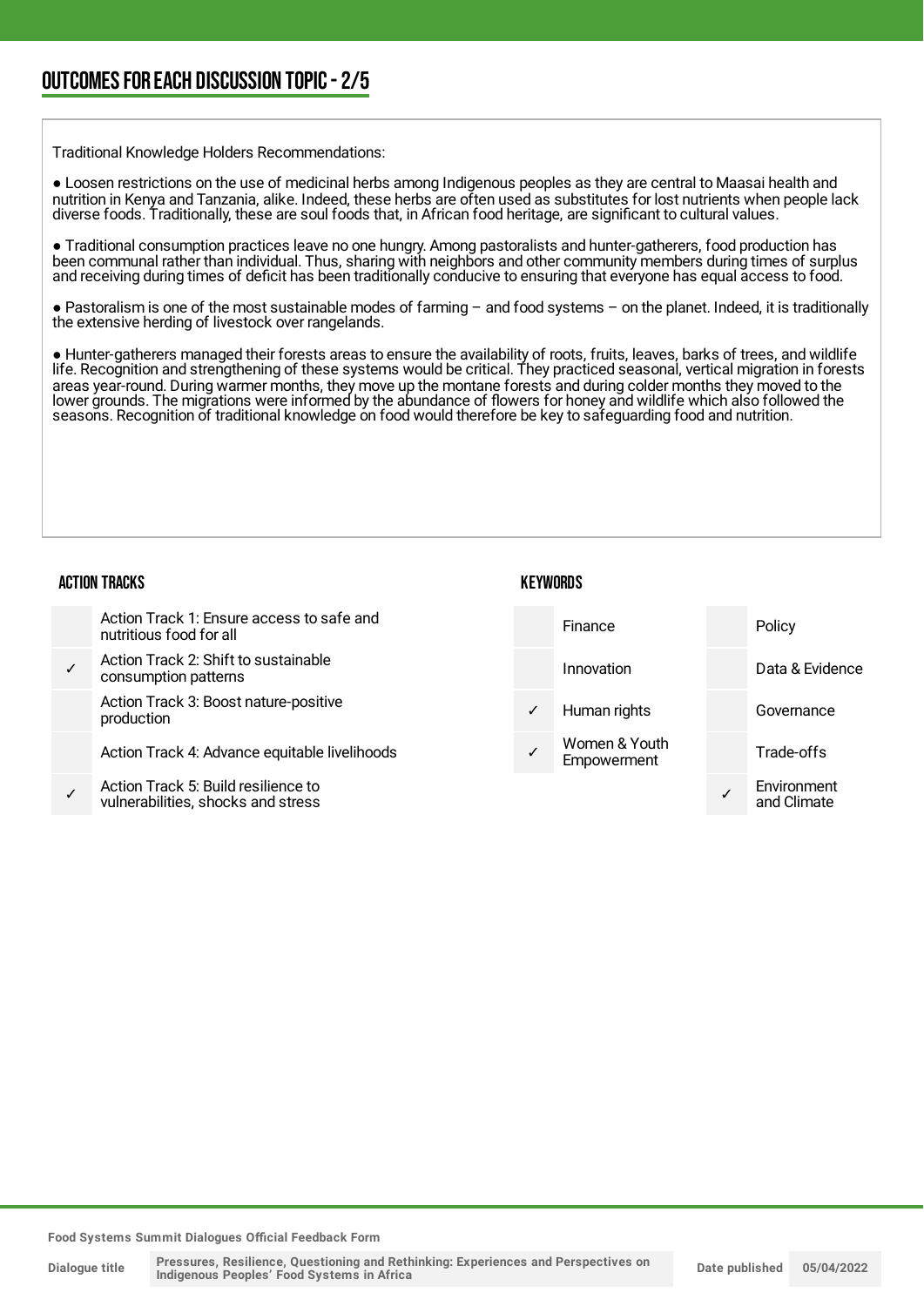## OUTCOMES FOR EACH DISCUSSION TOPIC - 2/5

Traditional Knowledge Holders Recommendations:

● Loosen restrictions on the use of medicinal herbs among Indigenous peoples as they are central to Maasai health and nutrition in Kenya and Tanzania, alike. Indeed, these herbs are often used as substitutes for lost nutrients when people lack diverse foods. Traditionally, these are soul foods that, in African food heritage, are significant to cultural values.

● Traditional consumption practices leave no one hungry. Among pastoralists and hunter-gatherers, food production has been communal rather than individual. Thus, sharing with neighbors and other community members during times of surplus and receiving during times of deficit has been traditionally conducive to ensuring that everyone has equal access to food.

● Pastoralism is one of the most sustainable modes of farming – and food systems – on the planet. Indeed, it is traditionally the extensive herding of livestock over rangelands.

● Hunter-gatherers managed their forests areas to ensure the availability of roots, fruits, leaves, barks of trees, and wildlife life. Recognition and strengthening of these systems would be critical. They practiced seasonal, vertical migration in forests areas year-round. During warmer months, they move up the montane forests and during colder months they moved to the lower grounds. The migrations were informed by the abundance of flowers for honey and wildlife which also followed the seasons. Recognition of traditional knowledge on food would therefore be key to safeguarding food and nutrition.

### ACTION TRACKS

| | Action Track |
|---|---|
| | Action Track 1: Ensure access to safe and nutritious food for all |
| ✓ | Action Track 2: Shift to sustainable consumption patterns |
| | Action Track 3: Boost nature-positive production |
| | Action Track 4: Advance equitable livelihoods |
| ✓ | Action Track 5: Build resilience to vulnerabilities, shocks and stress |

### KEYWORDS

| | Keyword | | Keyword |
|---|---|---|---|
| | Finance | | Policy |
| | Innovation | | Data & Evidence |
| ✓ | Human rights | | Governance |
| ✓ | Women & Youth Empowerment | | Trade-offs |
| | | ✓ | Environment and Climate |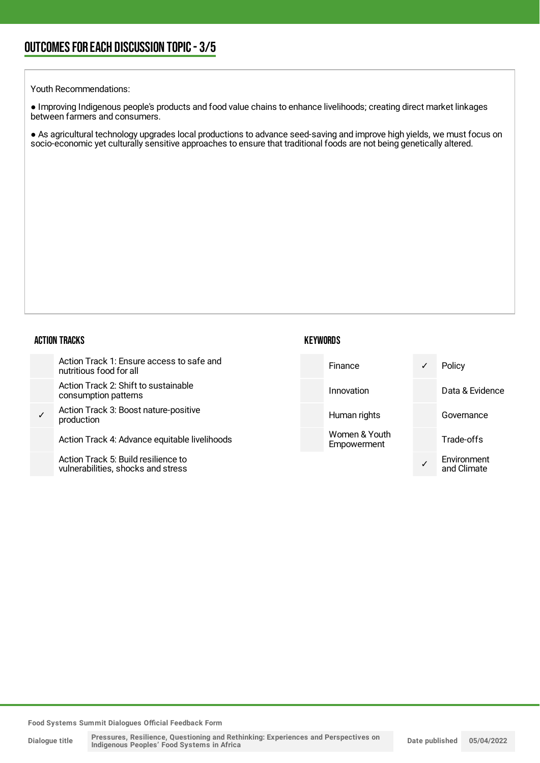## OUTCOMES FOR EACH DISCUSSION TOPIC - 3/5

Youth Recommendations:

● Improving Indigenous people's products and food value chains to enhance livelihoods; creating direct market linkages between farmers and consumers.

● As agricultural technology upgrades local productions to advance seed-saving and improve high yields, we must focus on socio-economic yet culturally sensitive approaches to ensure that traditional foods are not being genetically altered.

### ACTION TRACKS

| | |
|---|---|
| | Action Track 1: Ensure access to safe and nutritious food for all |
| | Action Track 2: Shift to sustainable consumption patterns |
| ✓ | Action Track 3: Boost nature-positive production |
| | Action Track 4: Advance equitable livelihoods |
| | Action Track 5: Build resilience to vulnerabilities, shocks and stress |

### KEYWORDS

| | | | |
|---|---|---|---|
| | Finance | ✓ | Policy |
| | Innovation | | Data & Evidence |
| | Human rights | | Governance |
| | Women & Youth Empowerment | | Trade-offs |
| | | ✓ | Environment and Climate |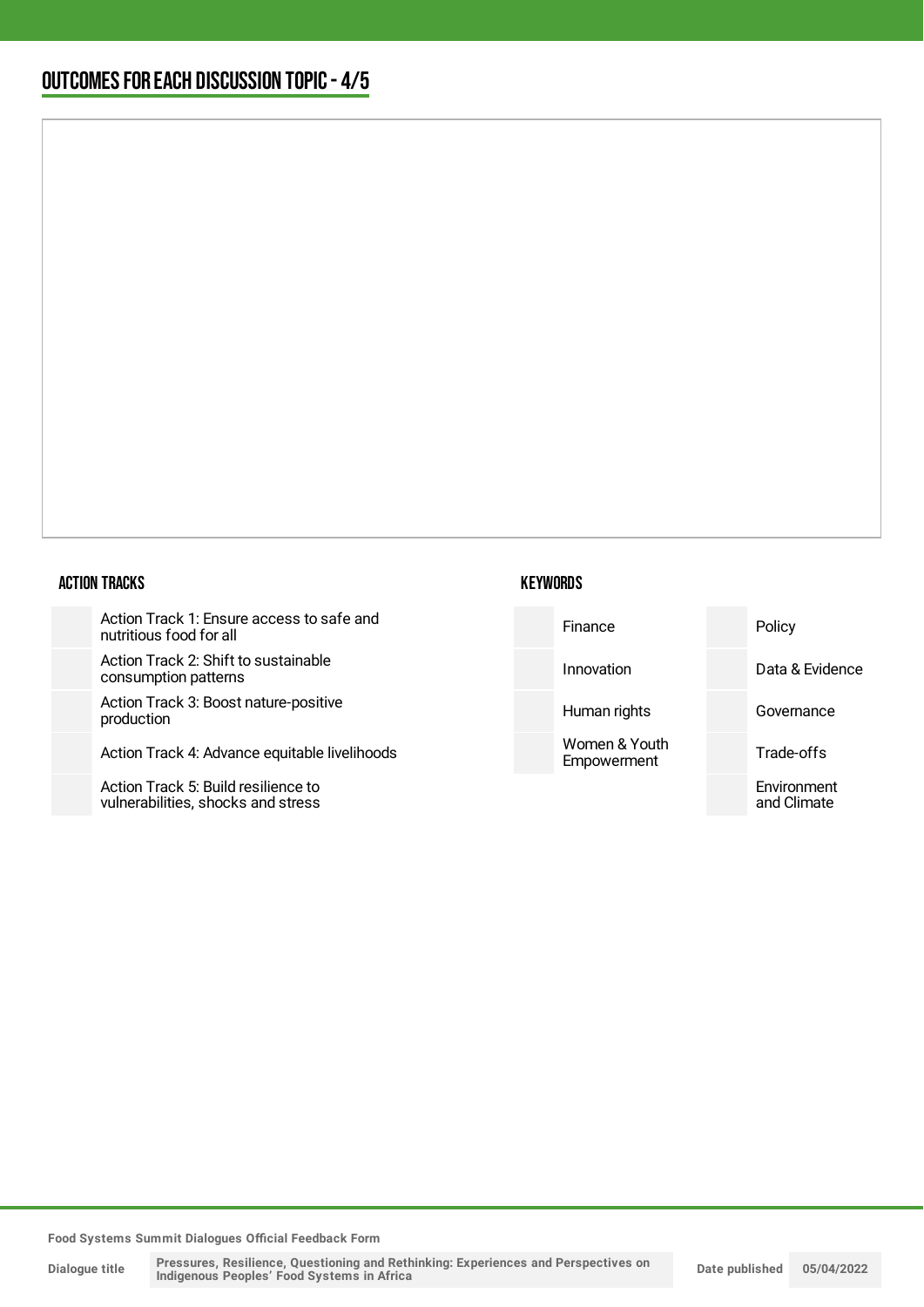## OUTCOMES FOR EACH DISCUSSION TOPIC - 4/5

### ACTION TRACKS

| | |
|---|---|
| | Action Track 1: Ensure access to safe and nutritious food for all |
| | Action Track 2: Shift to sustainable consumption patterns |
| | Action Track 3: Boost nature-positive production |
| | Action Track 4: Advance equitable livelihoods |
| | Action Track 5: Build resilience to vulnerabilities, shocks and stress |

### KEYWORDS

| | | | |
|---|---|---|---|
| | Finance | | Policy |
| | Innovation | | Data & Evidence |
| | Human rights | | Governance |
| | Women & Youth Empowerment | | Trade-offs |
| | | | Environment and Climate |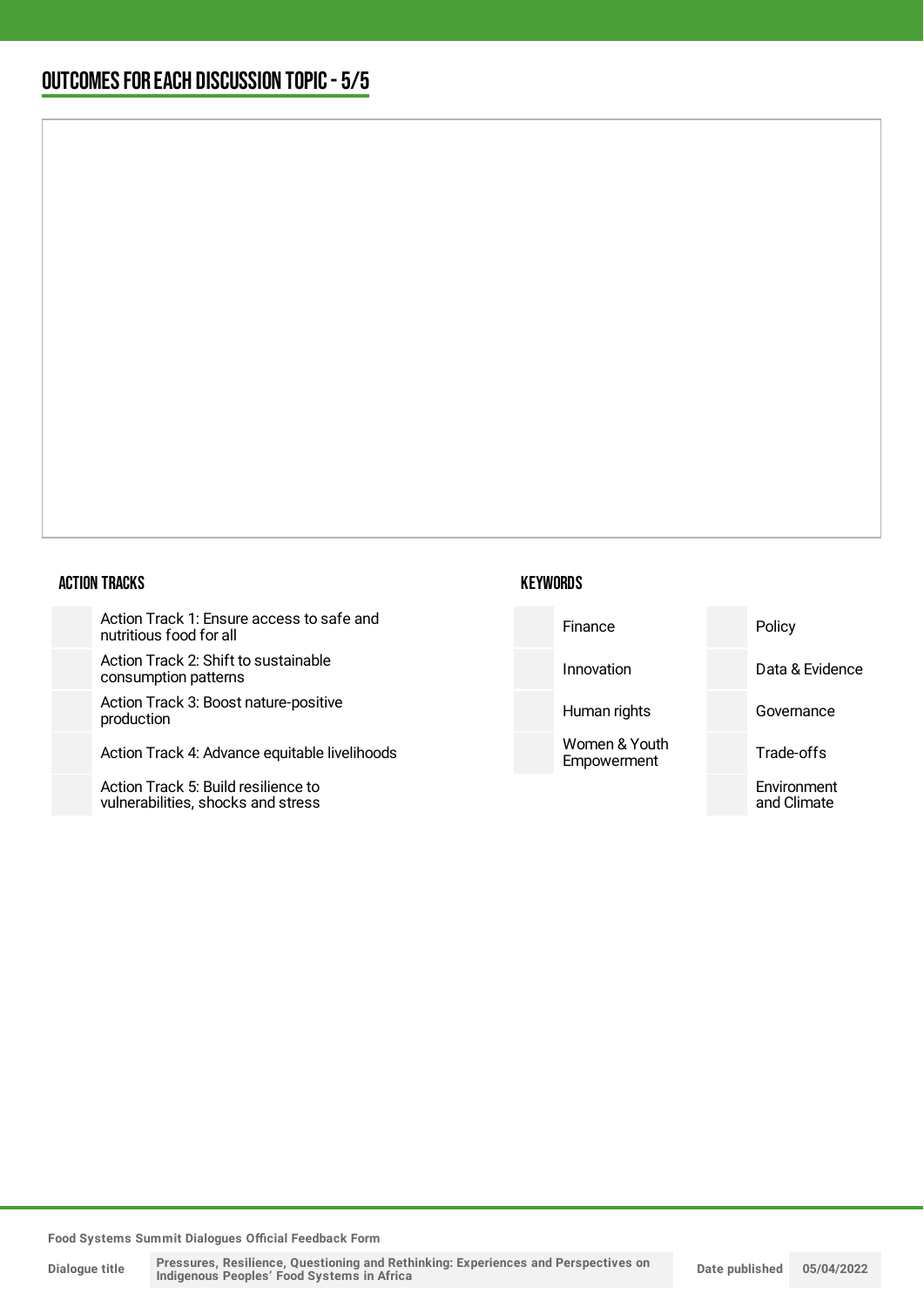## OUTCOMES FOR EACH DISCUSSION TOPIC - 5/5

### ACTION TRACKS

| | |
|---|---|
| | Action Track 1: Ensure access to safe and nutritious food for all |
| | Action Track 2: Shift to sustainable consumption patterns |
| | Action Track 3: Boost nature-positive production |
| | Action Track 4: Advance equitable livelihoods |
| | Action Track 5: Build resilience to vulnerabilities, shocks and stress |

### KEYWORDS

| | | | |
|---|---|---|---|
| | Finance | | Policy |
| | Innovation | | Data & Evidence |
| | Human rights | | Governance |
| | Women & Youth Empowerment | | Trade-offs |
| | | | Environment and Climate |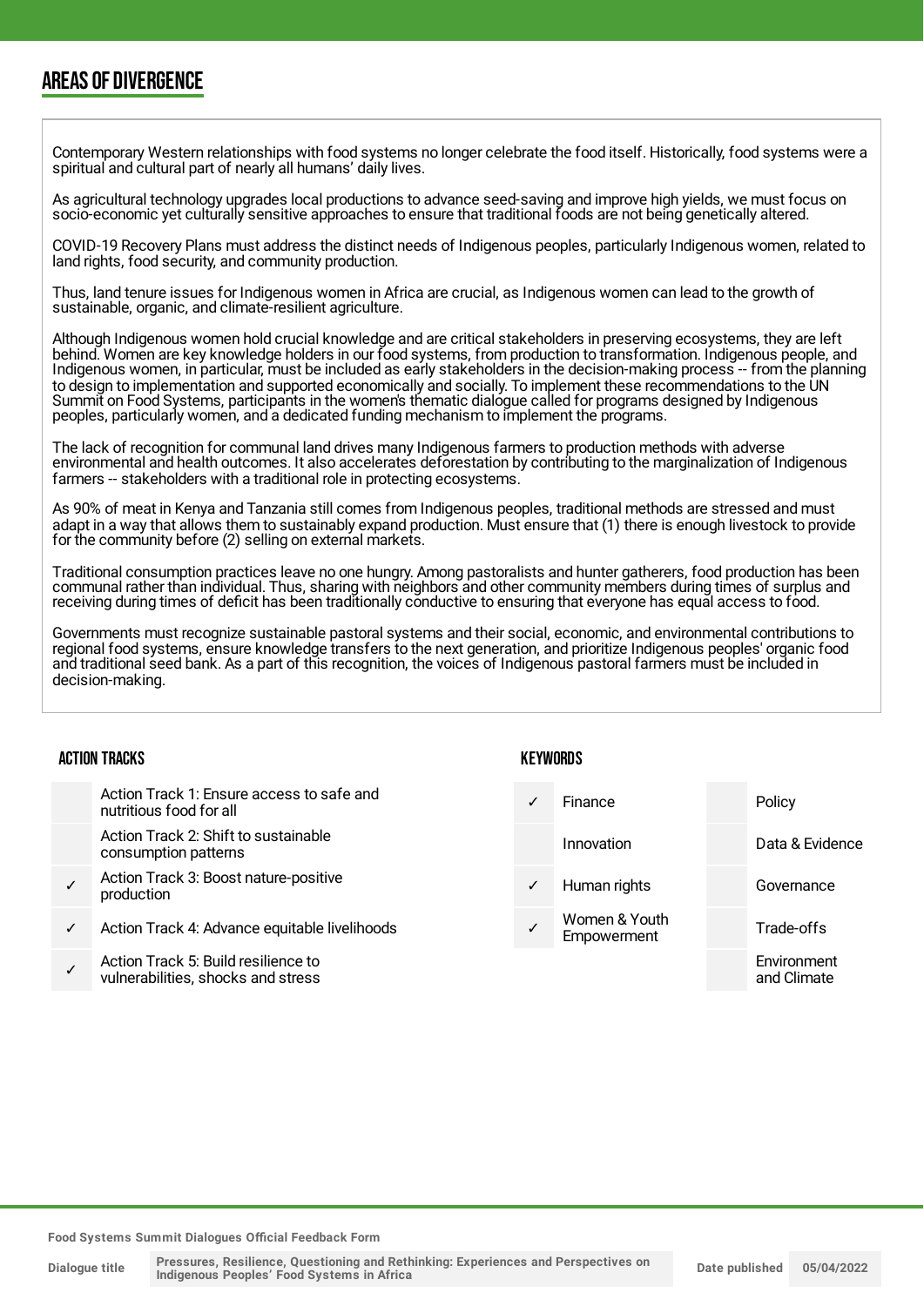## AREAS OF DIVERGENCE

Contemporary Western relationships with food systems no longer celebrate the food itself. Historically, food systems were a spiritual and cultural part of nearly all humans' daily lives.

As agricultural technology upgrades local productions to advance seed-saving and improve high yields, we must focus on socio-economic yet culturally sensitive approaches to ensure that traditional foods are not being genetically altered.

COVID-19 Recovery Plans must address the distinct needs of Indigenous peoples, particularly Indigenous women, related to land rights, food security, and community production.

Thus, land tenure issues for Indigenous women in Africa are crucial, as Indigenous women can lead to the growth of sustainable, organic, and climate-resilient agriculture.

Although Indigenous women hold crucial knowledge and are critical stakeholders in preserving ecosystems, they are left behind. Women are key knowledge holders in our food systems, from production to transformation. Indigenous people, and Indigenous women, in particular, must be included as early stakeholders in the decision-making process -- from the planning to design to implementation and supported economically and socially. To implement these recommendations to the UN Summit on Food Systems, participants in the women's thematic dialogue called for programs designed by Indigenous peoples, particularly women, and a dedicated funding mechanism to implement the programs.

The lack of recognition for communal land drives many Indigenous farmers to production methods with adverse environmental and health outcomes. It also accelerates deforestation by contributing to the marginalization of Indigenous farmers -- stakeholders with a traditional role in protecting ecosystems.

As 90% of meat in Kenya and Tanzania still comes from Indigenous peoples, traditional methods are stressed and must adapt in a way that allows them to sustainably expand production. Must ensure that (1) there is enough livestock to provide for the community before (2) selling on external markets.

Traditional consumption practices leave no one hungry. Among pastoralists and hunter gatherers, food production has been communal rather than individual. Thus, sharing with neighbors and other community members during times of surplus and receiving during times of deficit has been traditionally conductive to ensuring that everyone has equal access to food.

Governments must recognize sustainable pastoral systems and their social, economic, and environmental contributions to regional food systems, ensure knowledge transfers to the next generation, and prioritize Indigenous peoples' organic food and traditional seed bank. As a part of this recognition, the voices of Indigenous pastoral farmers must be included in decision-making.

### ACTION TRACKS

| | |
|---|---|
| | Action Track 1: Ensure access to safe and nutritious food for all |
| | Action Track 2: Shift to sustainable consumption patterns |
| ✓ | Action Track 3: Boost nature-positive production |
| ✓ | Action Track 4: Advance equitable livelihoods |
| ✓ | Action Track 5: Build resilience to vulnerabilities, shocks and stress |

### KEYWORDS

| | | | |
|---|---|---|---|
| ✓ | Finance | | Policy |
| | Innovation | | Data & Evidence |
| ✓ | Human rights | | Governance |
| ✓ | Women & Youth Empowerment | | Trade-offs |
| | | | Environment and Climate |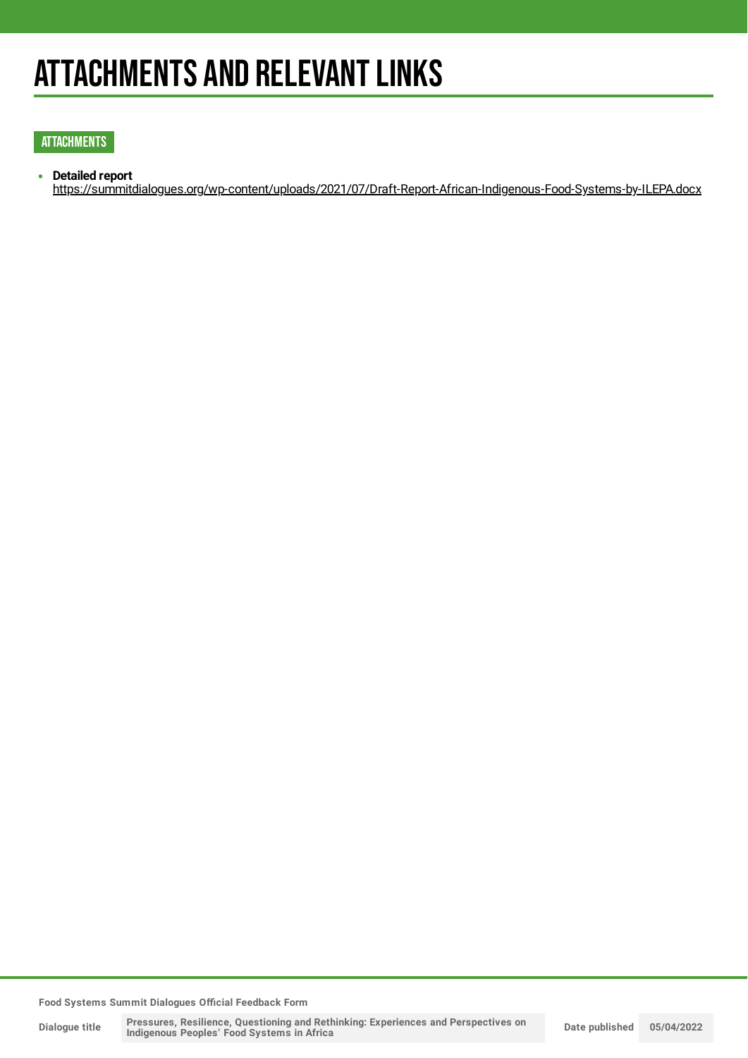# ATTACHMENTS AND RELEVANT LINKS

## ATTACHMENTS

- **Detailed report**
  https://summitdialogues.org/wp-content/uploads/2021/07/Draft-Report-African-Indigenous-Food-Systems-by-ILEPA.docx